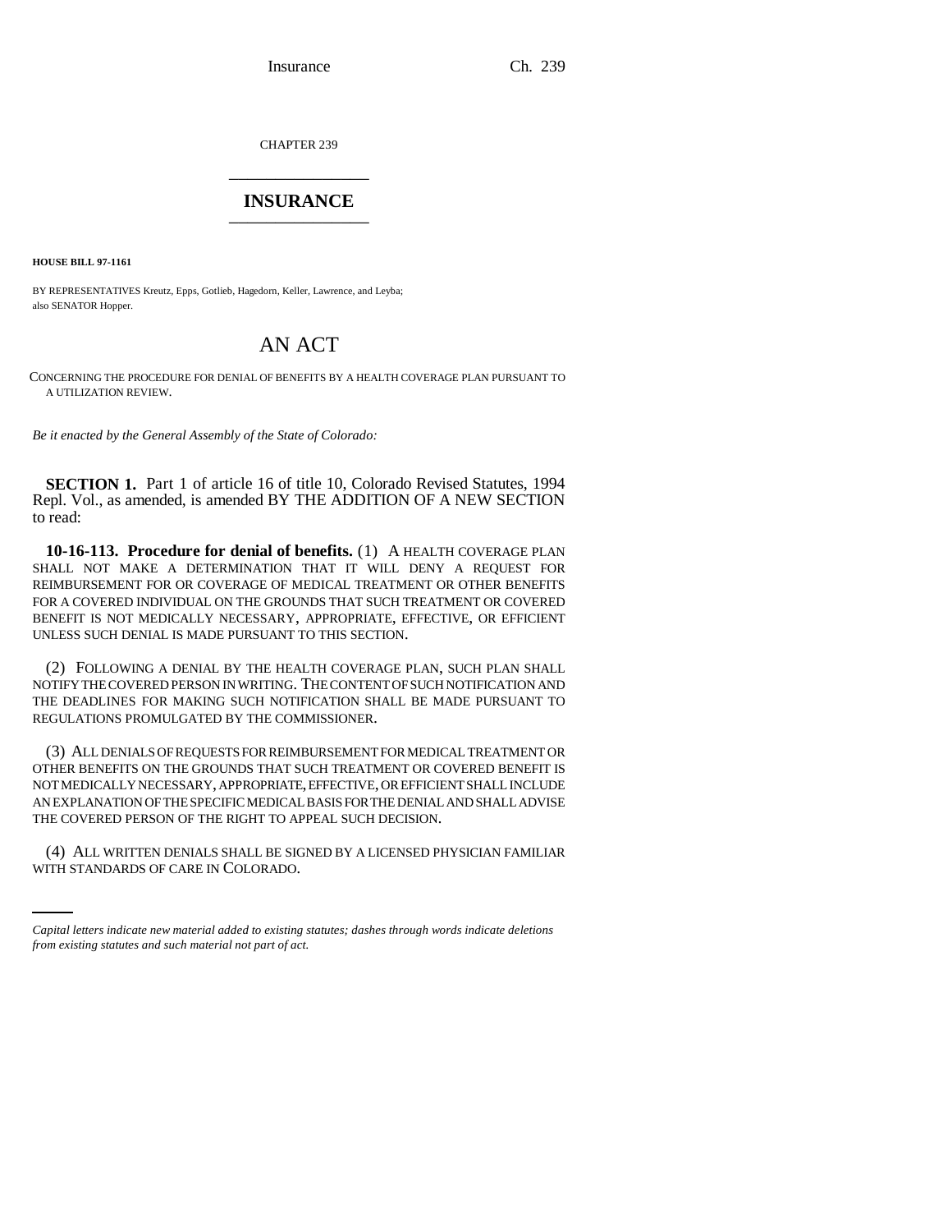CHAPTER 239

# INSURANCE

**HOUSE BILL 97-1161**

BY REPRESENTATIVES Kreutz, Epps, Gotlieb, Hagedorn, Keller, Lawrence, and Leyba;
also SENATOR Hopper.

# AN ACT

CONCERNING THE PROCEDURE FOR DENIAL OF BENEFITS BY A HEALTH COVERAGE PLAN PURSUANT TO A UTILIZATION REVIEW.

*Be it enacted by the General Assembly of the State of Colorado:*

**SECTION 1.** Part 1 of article 16 of title 10, Colorado Revised Statutes, 1994 Repl. Vol., as amended, is amended BY THE ADDITION OF A NEW SECTION to read:

**10-16-113. Procedure for denial of benefits.** (1) A HEALTH COVERAGE PLAN SHALL NOT MAKE A DETERMINATION THAT IT WILL DENY A REQUEST FOR REIMBURSEMENT FOR OR COVERAGE OF MEDICAL TREATMENT OR OTHER BENEFITS FOR A COVERED INDIVIDUAL ON THE GROUNDS THAT SUCH TREATMENT OR COVERED BENEFIT IS NOT MEDICALLY NECESSARY, APPROPRIATE, EFFECTIVE, OR EFFICIENT UNLESS SUCH DENIAL IS MADE PURSUANT TO THIS SECTION.

(2) FOLLOWING A DENIAL BY THE HEALTH COVERAGE PLAN, SUCH PLAN SHALL NOTIFY THE COVERED PERSON IN WRITING. THE CONTENT OF SUCH NOTIFICATION AND THE DEADLINES FOR MAKING SUCH NOTIFICATION SHALL BE MADE PURSUANT TO REGULATIONS PROMULGATED BY THE COMMISSIONER.

(3) ALL DENIALS OF REQUESTS FOR REIMBURSEMENT FOR MEDICAL TREATMENT OR OTHER BENEFITS ON THE GROUNDS THAT SUCH TREATMENT OR COVERED BENEFIT IS NOT MEDICALLY NECESSARY, APPROPRIATE, EFFECTIVE, OR EFFICIENT SHALL INCLUDE AN EXPLANATION OF THE SPECIFIC MEDICAL BASIS FOR THE DENIAL AND SHALL ADVISE THE COVERED PERSON OF THE RIGHT TO APPEAL SUCH DECISION.

(4) ALL WRITTEN DENIALS SHALL BE SIGNED BY A LICENSED PHYSICIAN FAMILIAR WITH STANDARDS OF CARE IN COLORADO.

*Capital letters indicate new material added to existing statutes; dashes through words indicate deletions from existing statutes and such material not part of act.*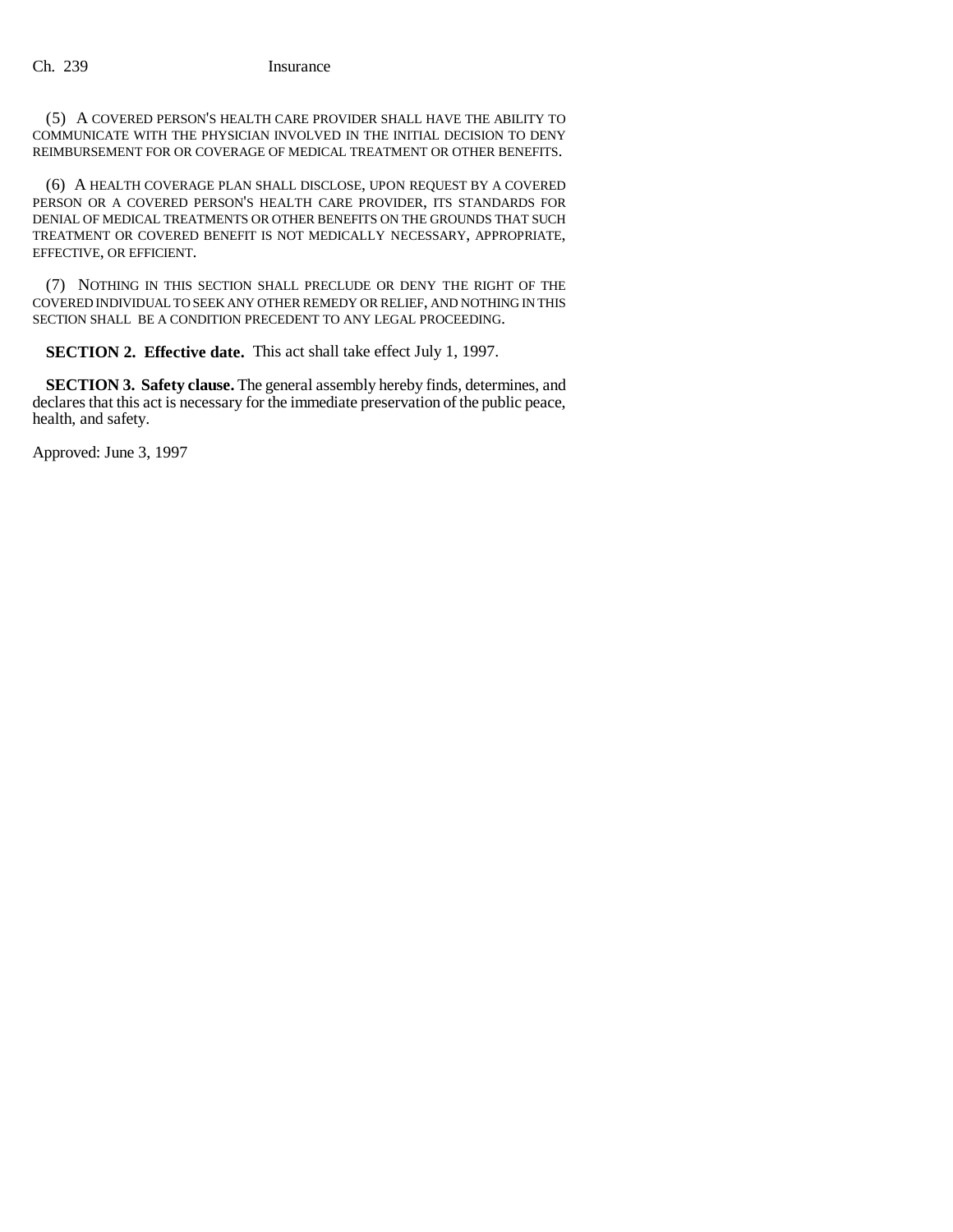(5) A COVERED PERSON'S HEALTH CARE PROVIDER SHALL HAVE THE ABILITY TO COMMUNICATE WITH THE PHYSICIAN INVOLVED IN THE INITIAL DECISION TO DENY REIMBURSEMENT FOR OR COVERAGE OF MEDICAL TREATMENT OR OTHER BENEFITS.

(6) A HEALTH COVERAGE PLAN SHALL DISCLOSE, UPON REQUEST BY A COVERED PERSON OR A COVERED PERSON'S HEALTH CARE PROVIDER, ITS STANDARDS FOR DENIAL OF MEDICAL TREATMENTS OR OTHER BENEFITS ON THE GROUNDS THAT SUCH TREATMENT OR COVERED BENEFIT IS NOT MEDICALLY NECESSARY, APPROPRIATE, EFFECTIVE, OR EFFICIENT.

(7) NOTHING IN THIS SECTION SHALL PRECLUDE OR DENY THE RIGHT OF THE COVERED INDIVIDUAL TO SEEK ANY OTHER REMEDY OR RELIEF, AND NOTHING IN THIS SECTION SHALL BE A CONDITION PRECEDENT TO ANY LEGAL PROCEEDING.

**SECTION 2. Effective date.** This act shall take effect July 1, 1997.

**SECTION 3. Safety clause.** The general assembly hereby finds, determines, and declares that this act is necessary for the immediate preservation of the public peace, health, and safety.

Approved: June 3, 1997